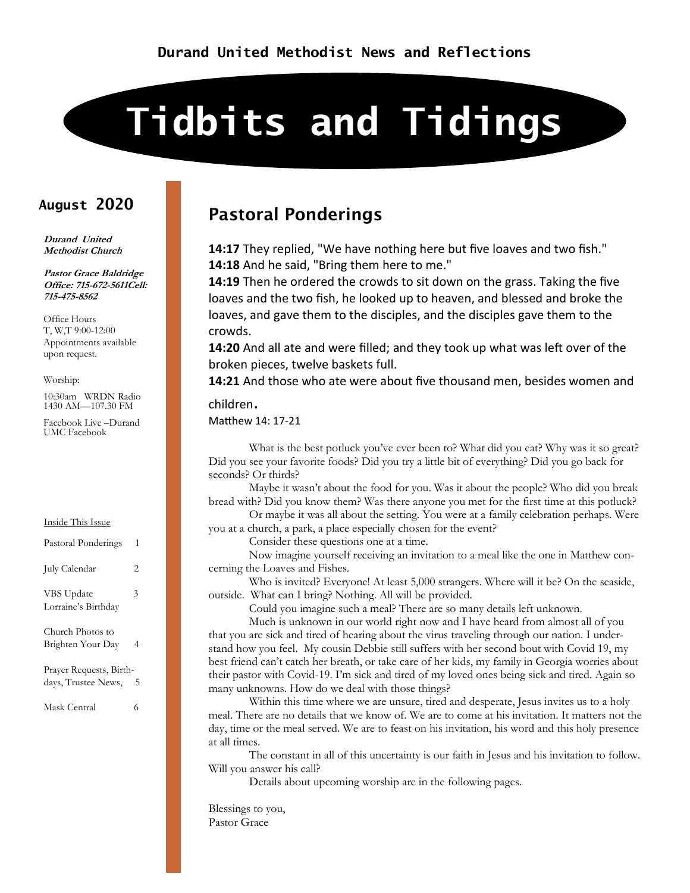**Durand United Methodist News and Reflections**

# Tidbits and Tidings

## August 2020

***Durand United Methodist Church***

***Pastor Grace Baldridge***
***Office: 715-672-5611Cell: 715-475-8562***

Office Hours
T, W,T 9:00-12:00
Appointments available upon request.

Worship:

10:30am WRDN Radio 1430 AM—107.30 FM

Facebook Live –Durand UMC Facebook

Inside This Issue

| | |
|---|---|
| Pastoral Ponderings | 1 |
| July Calendar | 2 |
| VBS Update<br>Lorraine's Birthday | 3 |
| Church Photos to Brighten Your Day | 4 |
| Prayer Requests, Birthdays, Trustee News, | 5 |
| Mask Central | 6 |

## Pastoral Ponderings

**14:17** They replied, "We have nothing here but five loaves and two fish."
**14:18** And he said, "Bring them here to me."
**14:19** Then he ordered the crowds to sit down on the grass. Taking the five loaves and the two fish, he looked up to heaven, and blessed and broke the loaves, and gave them to the disciples, and the disciples gave them to the crowds.
**14:20** And all ate and were filled; and they took up what was left over of the broken pieces, twelve baskets full.
**14:21** And those who ate were about five thousand men, besides women and children.
Matthew 14: 17-21

What is the best potluck you've ever been to? What did you eat? Why was it so great? Did you see your favorite foods? Did you try a little bit of everything? Did you go back for seconds? Or thirds?

Maybe it wasn't about the food for you. Was it about the people? Who did you break bread with? Did you know them? Was there anyone you met for the first time at this potluck?

Or maybe it was all about the setting. You were at a family celebration perhaps. Were you at a church, a park, a place especially chosen for the event?

Consider these questions one at a time.

Now imagine yourself receiving an invitation to a meal like the one in Matthew concerning the Loaves and Fishes.

Who is invited? Everyone! At least 5,000 strangers. Where will it be? On the seaside, outside. What can I bring? Nothing. All will be provided.

Could you imagine such a meal? There are so many details left unknown.

Much is unknown in our world right now and I have heard from almost all of you that you are sick and tired of hearing about the virus traveling through our nation. I understand how you feel. My cousin Debbie still suffers with her second bout with Covid 19, my best friend can't catch her breath, or take care of her kids, my family in Georgia worries about their pastor with Covid-19. I'm sick and tired of my loved ones being sick and tired. Again so many unknowns. How do we deal with those things?

Within this time where we are unsure, tired and desperate, Jesus invites us to a holy meal. There are no details that we know of. We are to come at his invitation. It matters not the day, time or the meal served. We are to feast on his invitation, his word and this holy presence at all times.

The constant in all of this uncertainty is our faith in Jesus and his invitation to follow. Will you answer his call?

Details about upcoming worship are in the following pages.

Blessings to you,
Pastor Grace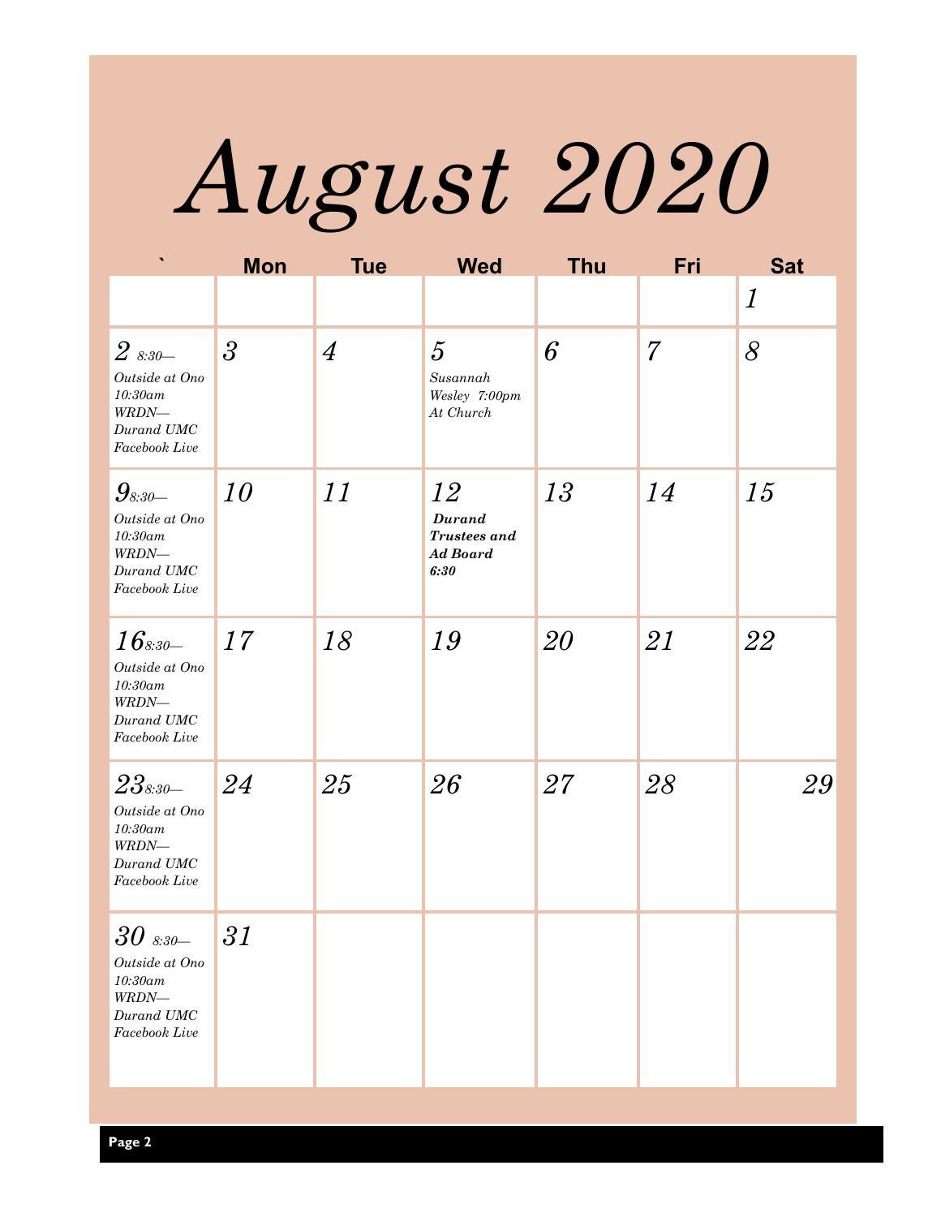# August 2020

| ` | Mon | Tue | Wed | Thu | Fri | Sat |
|---|---|---|---|---|---|---|
| | | | | | | 1 |
| 2 8:30—Outside at Ono 10:30am WRDN—Durand UMC Facebook Live | 3 | 4 | 5 Susannah Wesley 7:00pm At Church | 6 | 7 | 8 |
| 9 8:30—Outside at Ono 10:30am WRDN—Durand UMC Facebook Live | 10 | 11 | 12 **Durand Trustees and Ad Board 6:30** | 13 | 14 | 15 |
| 16 8:30—Outside at Ono 10:30am WRDN—Durand UMC Facebook Live | 17 | 18 | 19 | 20 | 21 | 22 |
| 23 8:30—Outside at Ono 10:30am WRDN—Durand UMC Facebook Live | 24 | 25 | 26 | 27 | 28 | 29 |
| 30 8:30—Outside at Ono 10:30am WRDN—Durand UMC Facebook Live | 31 | | | | | |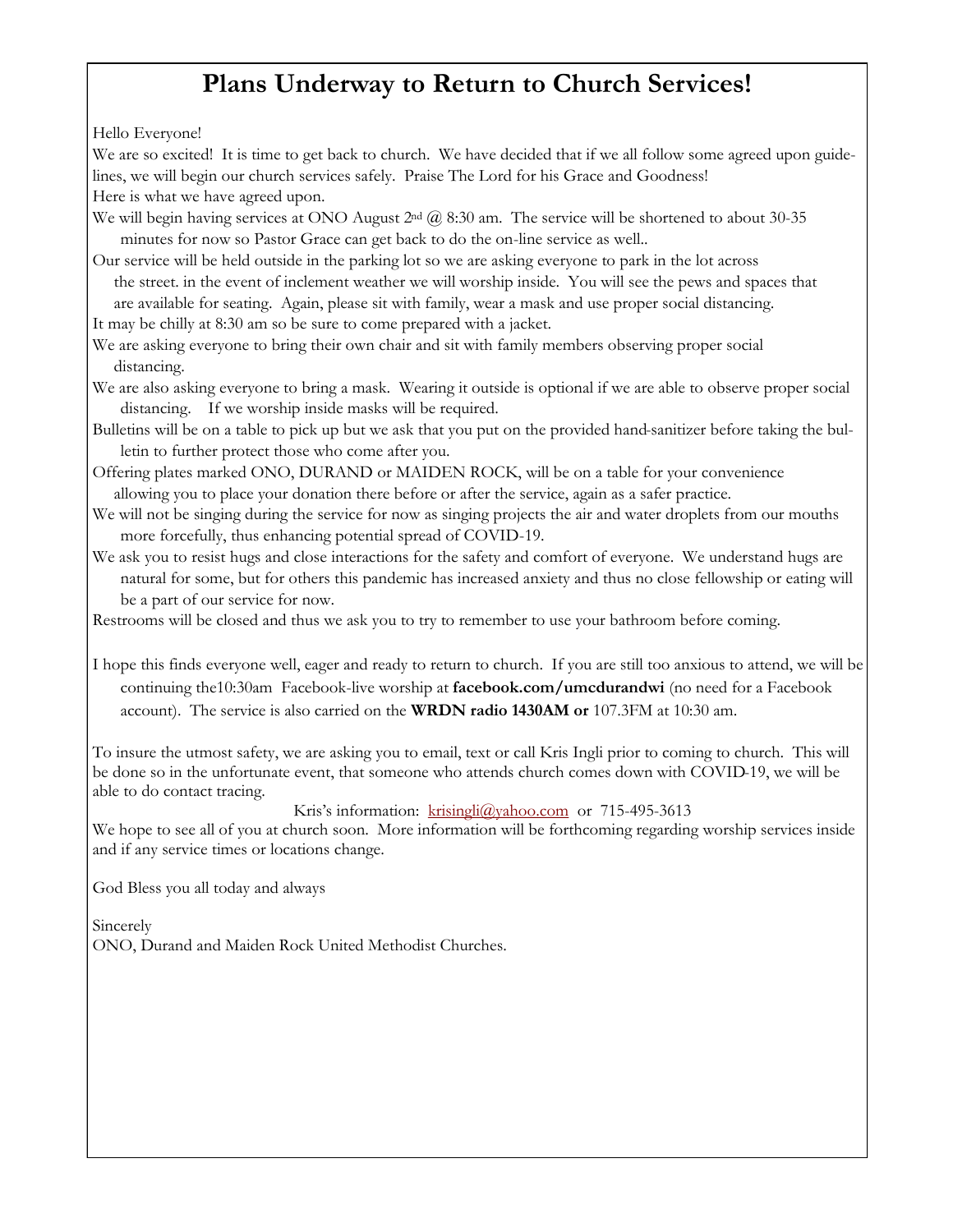# Plans Underway to Return to Church Services!

Hello Everyone!

We are so excited! It is time to get back to church. We have decided that if we all follow some agreed upon guidelines, we will begin our church services safely. Praise The Lord for his Grace and Goodness!

Here is what we have agreed upon.

We will begin having services at ONO August 2nd @ 8:30 am. The service will be shortened to about 30-35 minutes for now so Pastor Grace can get back to do the on-line service as well..

Our service will be held outside in the parking lot so we are asking everyone to park in the lot across the street. in the event of inclement weather we will worship inside. You will see the pews and spaces that are available for seating. Again, please sit with family, wear a mask and use proper social distancing.

It may be chilly at 8:30 am so be sure to come prepared with a jacket.

We are asking everyone to bring their own chair and sit with family members observing proper social distancing.

We are also asking everyone to bring a mask. Wearing it outside is optional if we are able to observe proper social distancing. If we worship inside masks will be required.

Bulletins will be on a table to pick up but we ask that you put on the provided hand-sanitizer before taking the bulletin to further protect those who come after you.

Offering plates marked ONO, DURAND or MAIDEN ROCK, will be on a table for your convenience allowing you to place your donation there before or after the service, again as a safer practice.

We will not be singing during the service for now as singing projects the air and water droplets from our mouths more forcefully, thus enhancing potential spread of COVID-19.

We ask you to resist hugs and close interactions for the safety and comfort of everyone. We understand hugs are natural for some, but for others this pandemic has increased anxiety and thus no close fellowship or eating will be a part of our service for now.

Restrooms will be closed and thus we ask you to try to remember to use your bathroom before coming.

I hope this finds everyone well, eager and ready to return to church. If you are still too anxious to attend, we will be continuing the10:30am Facebook-live worship at **facebook.com/umcdurandwi** (no need for a Facebook account). The service is also carried on the **WRDN radio 1430AM or** 107.3FM at 10:30 am.

To insure the utmost safety, we are asking you to email, text or call Kris Ingli prior to coming to church. This will be done so in the unfortunate event, that someone who attends church comes down with COVID-19, we will be able to do contact tracing.

Kris's information: krisingli@yahoo.com or 715-495-3613

We hope to see all of you at church soon. More information will be forthcoming regarding worship services inside and if any service times or locations change.

God Bless you all today and always

Sincerely
ONO, Durand and Maiden Rock United Methodist Churches.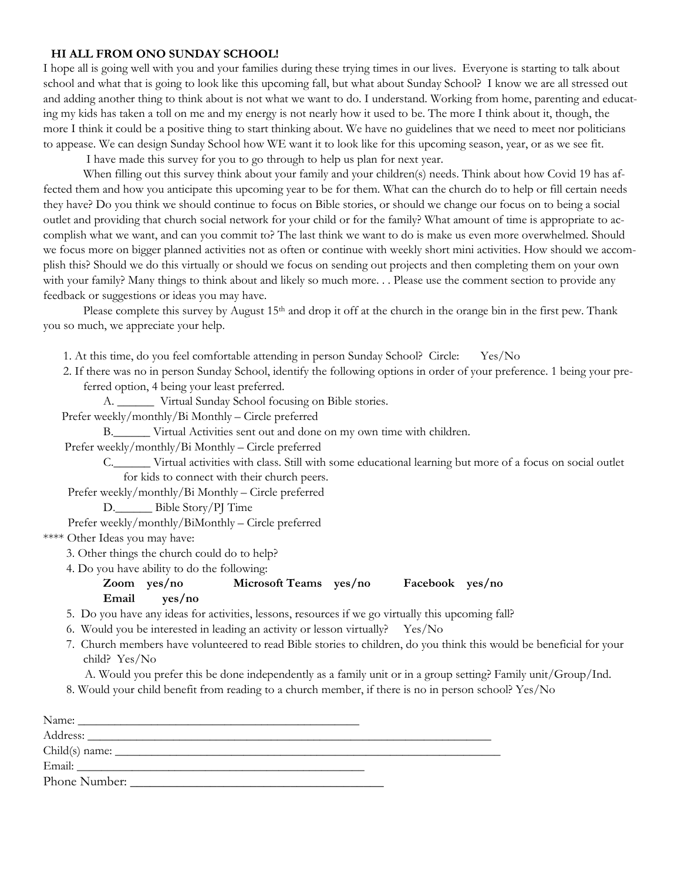## HI ALL FROM ONO SUNDAY SCHOOL!

I hope all is going well with you and your families during these trying times in our lives. Everyone is starting to talk about school and what that is going to look like this upcoming fall, but what about Sunday School? I know we are all stressed out and adding another thing to think about is not what we want to do. I understand. Working from home, parenting and educating my kids has taken a toll on me and my energy is not nearly how it used to be. The more I think about it, though, the more I think it could be a positive thing to start thinking about. We have no guidelines that we need to meet nor politicians to appease. We can design Sunday School how WE want it to look like for this upcoming season, year, or as we see fit.

I have made this survey for you to go through to help us plan for next year.

When filling out this survey think about your family and your children(s) needs. Think about how Covid 19 has affected them and how you anticipate this upcoming year to be for them. What can the church do to help or fill certain needs they have? Do you think we should continue to focus on Bible stories, or should we change our focus on to being a social outlet and providing that church social network for your child or for the family? What amount of time is appropriate to accomplish what we want, and can you commit to? The last think we want to do is make us even more overwhelmed. Should we focus more on bigger planned activities not as often or continue with weekly short mini activities. How should we accomplish this? Should we do this virtually or should we focus on sending out projects and then completing them on your own with your family? Many things to think about and likely so much more. . . Please use the comment section to provide any feedback or suggestions or ideas you may have.

Please complete this survey by August 15th and drop it off at the church in the orange bin in the first pew. Thank you so much, we appreciate your help.

1. At this time, do you feel comfortable attending in person Sunday School? Circle: Yes/No
2. If there was no in person Sunday School, identify the following options in order of your preference. 1 being your preferred option, 4 being your least preferred.
   - A. ______ Virtual Sunday School focusing on Bible stories.
     Prefer weekly/monthly/Bi Monthly – Circle preferred
   - B.______ Virtual Activities sent out and done on my own time with children.
     Prefer weekly/monthly/Bi Monthly – Circle preferred
   - C.______ Virtual activities with class. Still with some educational learning but more of a focus on social outlet for kids to connect with their church peers.
     Prefer weekly/monthly/Bi Monthly – Circle preferred
   - D.______ Bible Story/PJ Time
     Prefer weekly/monthly/BiMonthly – Circle preferred

**** Other Ideas you may have:

3. Other things the church could do to help?
4. Do you have ability to do the following:
   **Zoom** yes/no **Microsoft Teams** yes/no **Facebook** yes/no
   **Email** yes/no
5. Do you have any ideas for activities, lessons, resources if we go virtually this upcoming fall?
6. Would you be interested in leading an activity or lesson virtually? Yes/No
7. Church members have volunteered to read Bible stories to children, do you think this would be beneficial for your child? Yes/No
   A. Would you prefer this be done independently as a family unit or in a group setting? Family unit/Group/Ind.
8. Would your child benefit from reading to a church member, if there is no in person school? Yes/No

Name: ____________________________________________

Address: ____________________________________________________________

Child(s) name: ________________________________________________________

Email: _____________________________________________

Phone Number: ______________________________________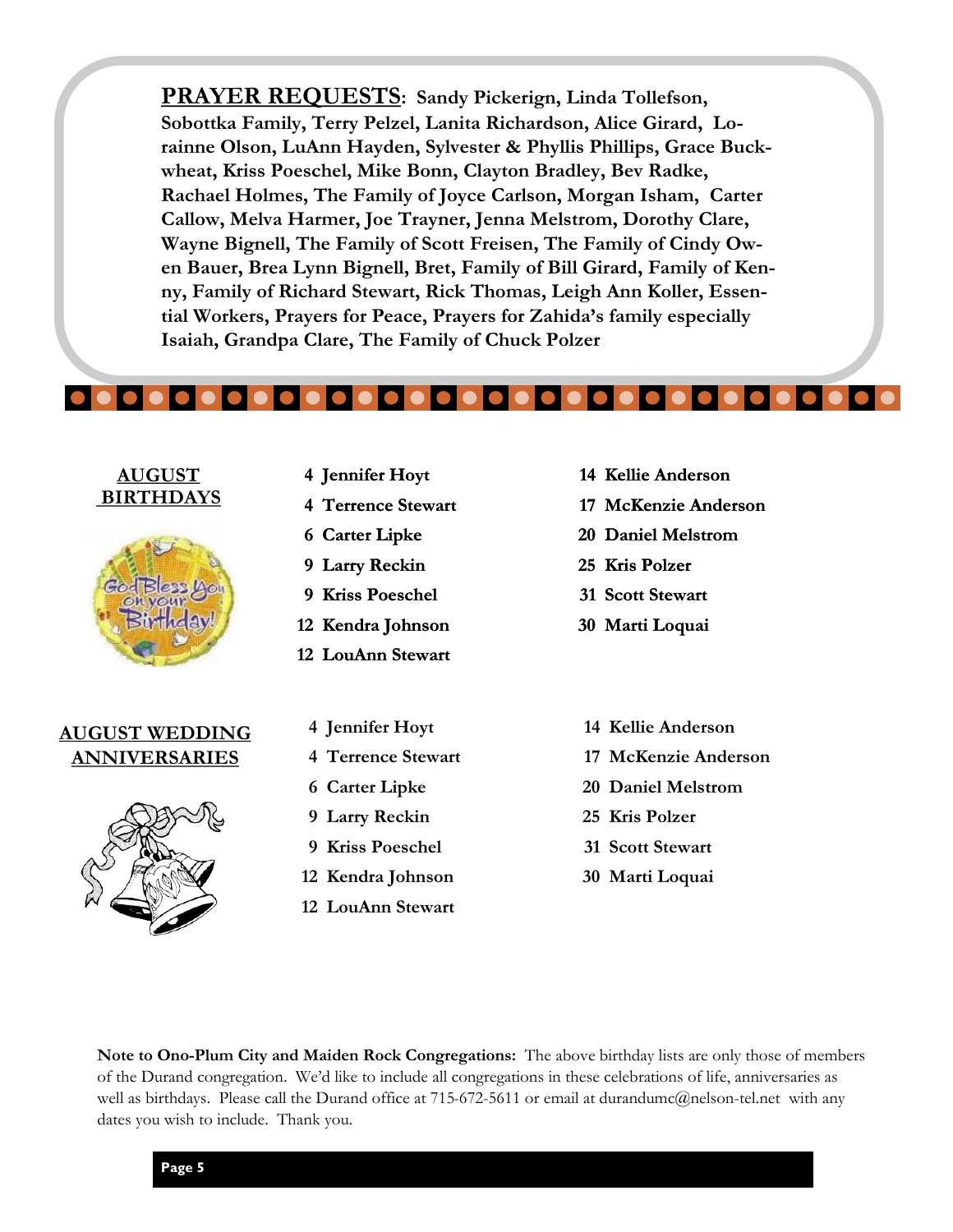**PRAYER REQUESTS**: **Sandy Pickerign, Linda Tollefson, Sobottka Family, Terry Pelzel, Lanita Richardson, Alice Girard, Lorainne Olson, LuAnn Hayden, Sylvester & Phyllis Phillips, Grace Buckwheat, Kriss Poeschel, Mike Bonn, Clayton Bradley, Bev Radke, Rachael Holmes, The Family of Joyce Carlson, Morgan Isham, Carter Callow, Melva Harmer, Joe Trayner, Jenna Melstrom, Dorothy Clare, Wayne Bignell, The Family of Scott Freisen, The Family of Cindy Owen Bauer, Brea Lynn Bignell, Bret, Family of Bill Girard, Family of Kenny, Family of Richard Stewart, Rick Thomas, Leigh Ann Koller, Essential Workers, Prayers for Peace, Prayers for Zahida's family especially Isaiah, Grandpa Clare, The Family of Chuck Polzer**

## AUGUST BIRTHDAYS

- 4 Jennifer Hoyt
- 4 Terrence Stewart
- 6 Carter Lipke
- 9 Larry Reckin
- 9 Kriss Poeschel
- 12 Kendra Johnson
- 12 LouAnn Stewart
- 14 Kellie Anderson
- 17 McKenzie Anderson
- 20 Daniel Melstrom
- 25 Kris Polzer
- 31 Scott Stewart
- 30 Marti Loquai

## AUGUST WEDDING ANNIVERSARIES

- 4 Jennifer Hoyt
- 4 Terrence Stewart
- 6 Carter Lipke
- 9 Larry Reckin
- 9 Kriss Poeschel
- 12 Kendra Johnson
- 12 LouAnn Stewart
- 14 Kellie Anderson
- 17 McKenzie Anderson
- 20 Daniel Melstrom
- 25 Kris Polzer
- 31 Scott Stewart
- 30 Marti Loquai

**Note to Ono-Plum City and Maiden Rock Congregations:** The above birthday lists are only those of members of the Durand congregation. We'd like to include all congregations in these celebrations of life, anniversaries as well as birthdays. Please call the Durand office at 715-672-5611 or email at durandumc@nelson-tel.net with any dates you wish to include. Thank you.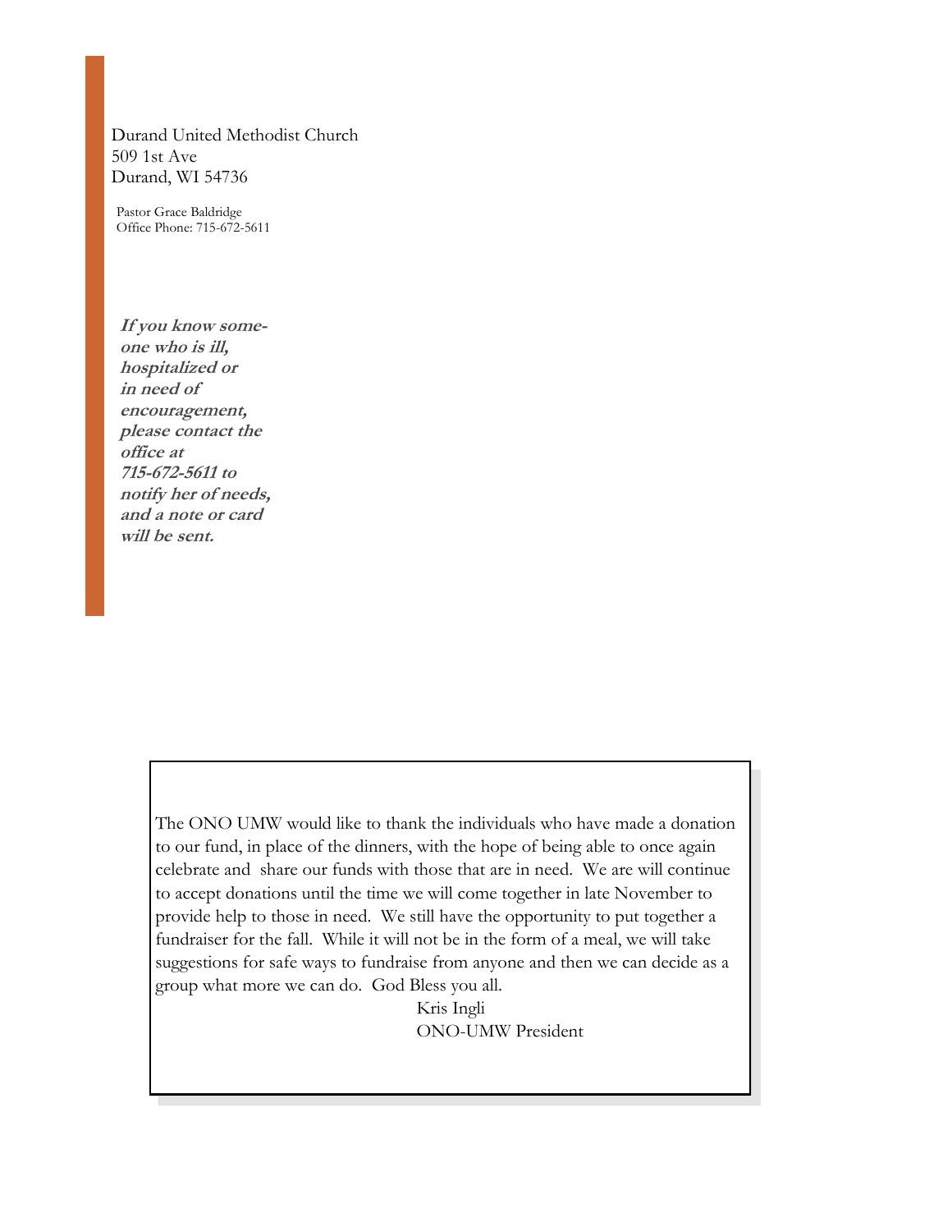Durand United Methodist Church
509 1st Ave
Durand, WI 54736

Pastor Grace Baldridge
Office Phone: 715-672-5611

***If you know someone who is ill, hospitalized or in need of encouragement, please contact the office at 715-672-5611 to notify her of needs, and a note or card will be sent.***

The ONO UMW would like to thank the individuals who have made a donation to our fund, in place of the dinners, with the hope of being able to once again celebrate and share our funds with those that are in need. We are will continue to accept donations until the time we will come together in late November to provide help to those in need. We still have the opportunity to put together a fundraiser for the fall. While it will not be in the form of a meal, we will take suggestions for safe ways to fundraise from anyone and then we can decide as a group what more we can do. God Bless you all.

Kris Ingli
ONO-UMW President